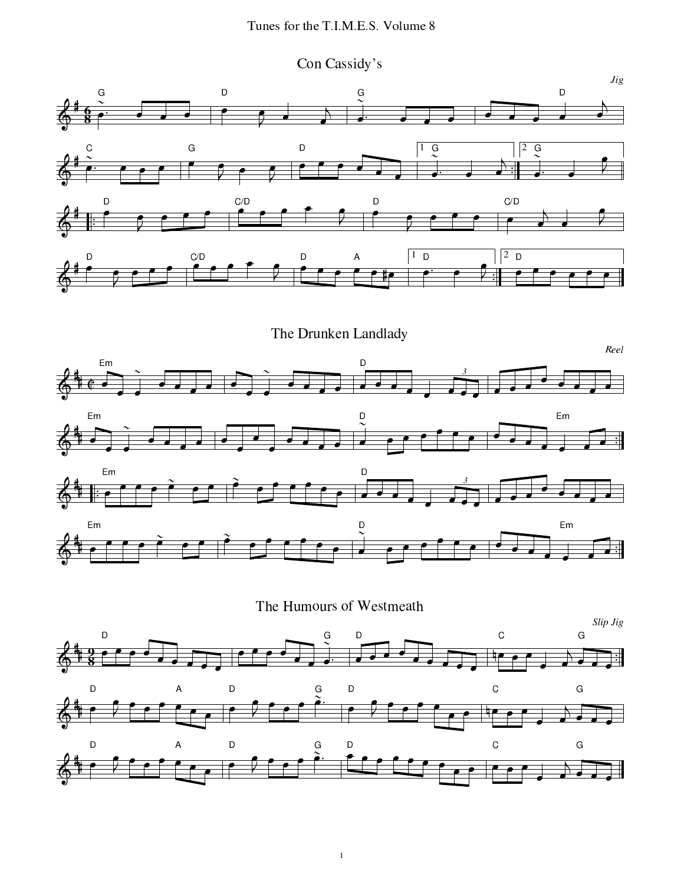# Tunes for the T.I.M.E.S. Volume 8

## Con Cassidy's

*Jig*

## The Drunken Landlady

*Reel*

## The Humours of Westmeath

*Slip Jig*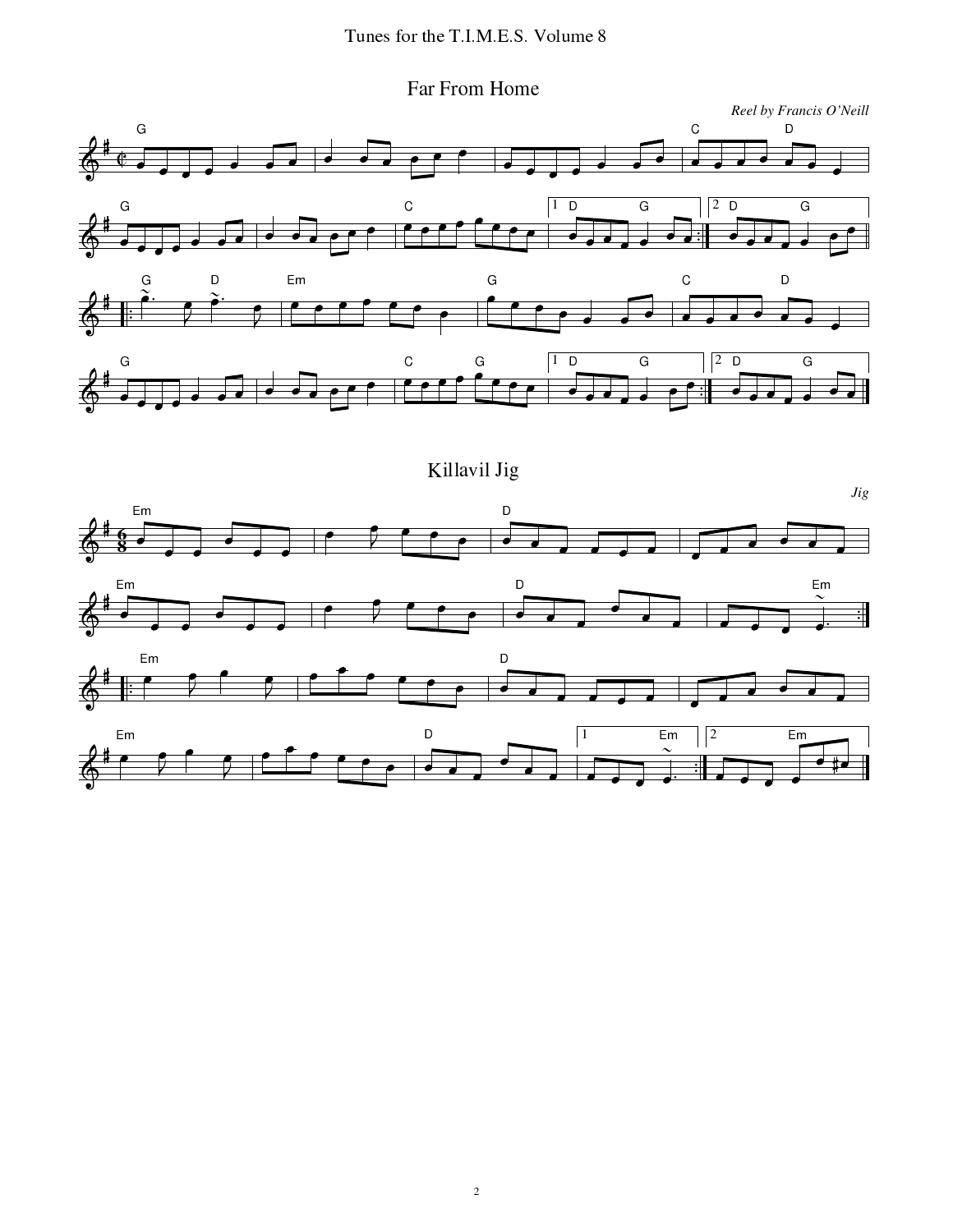## Far From Home

*Reel by Francis O'Neill*

## Killavil Jig

*Jig*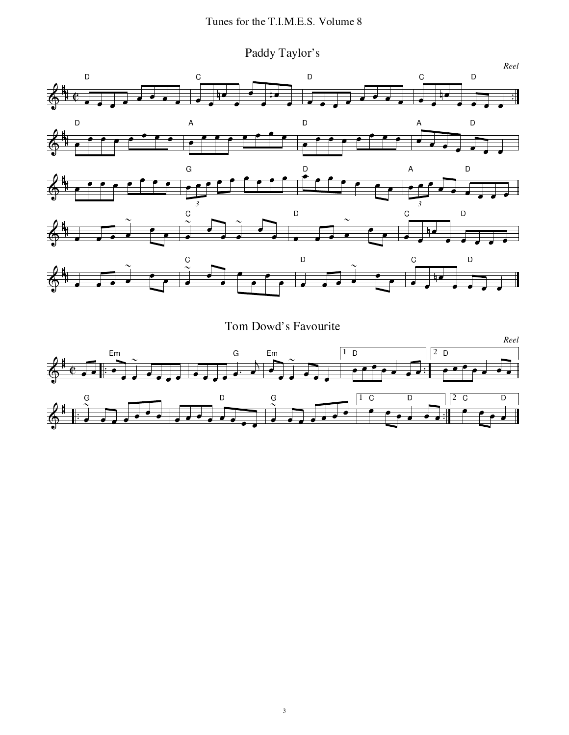## Paddy Taylor's

*Reel*

## Tom Dowd's Favourite

*Reel*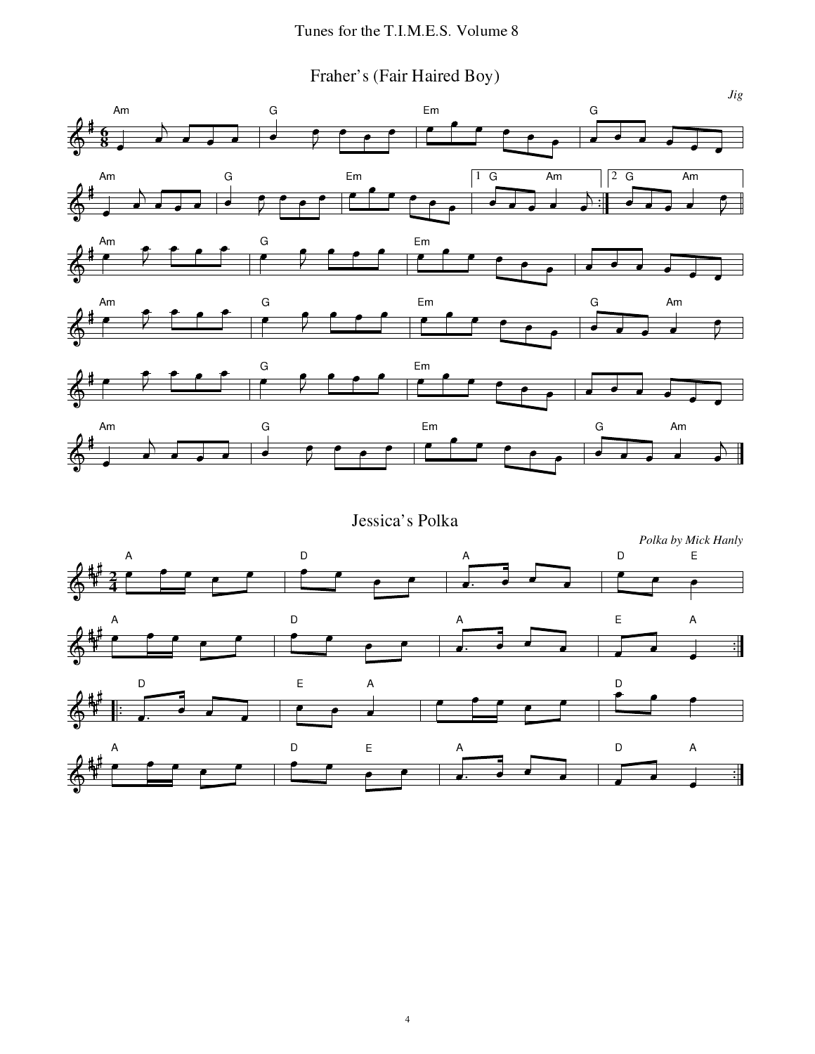## Fraher's (Fair Haired Boy)

*Jig*

## Jessica's Polka

*Polka by Mick Hanly*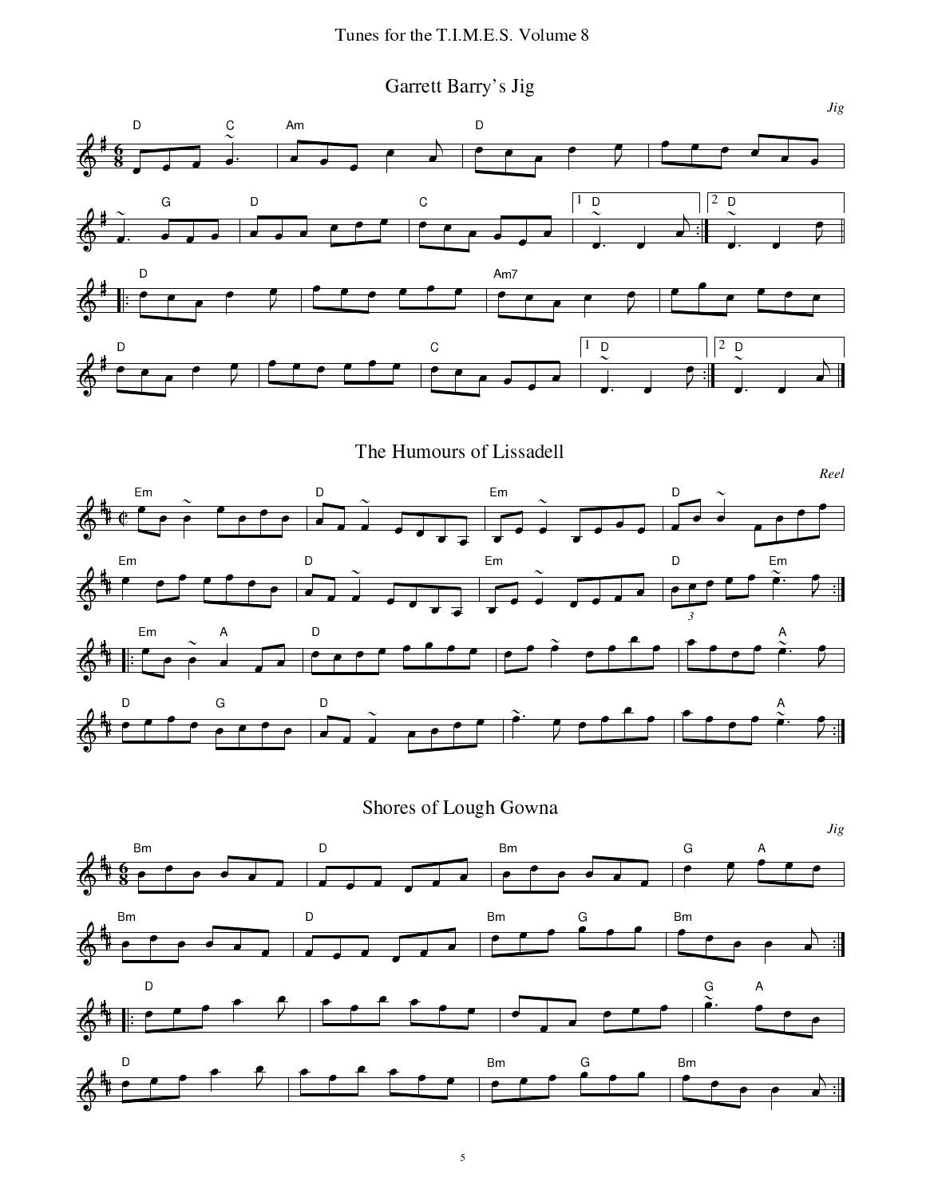# Garrett Barry's Jig

*Jig*

# The Humours of Lissadell

*Reel*

# Shores of Lough Gowna

*Jig*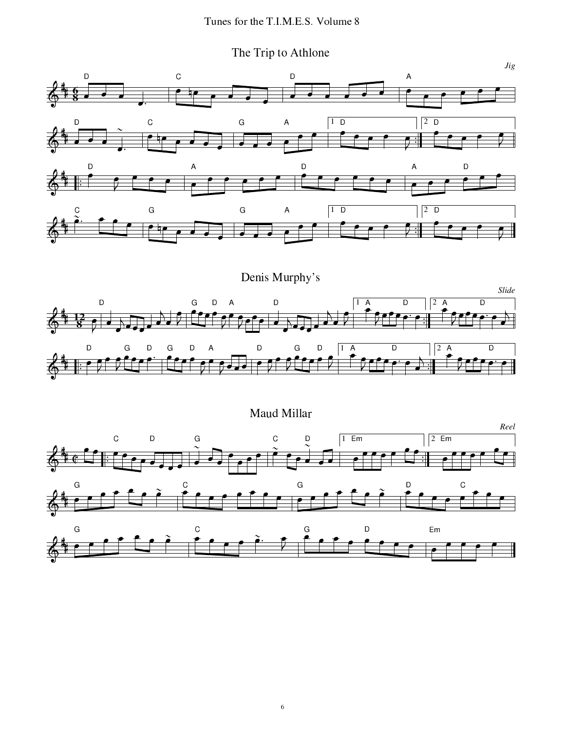# The Trip to Athlone

*Jig*

# Denis Murphy's

*Slide*

# Maud Millar

*Reel*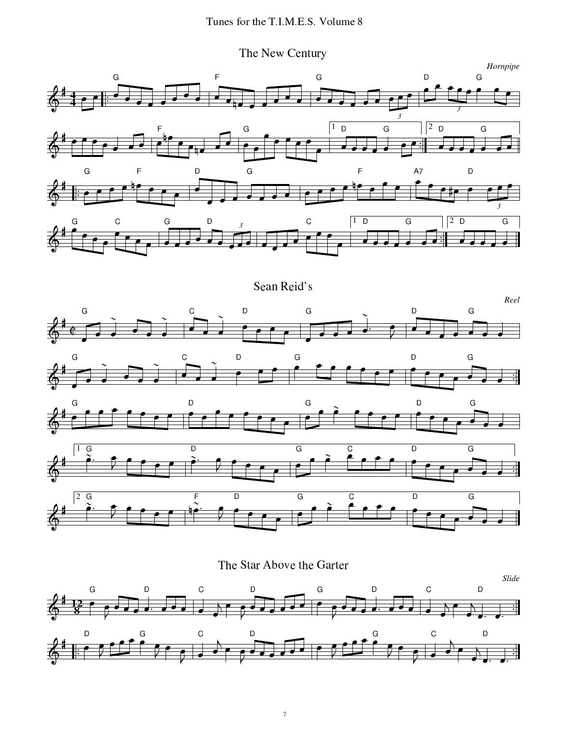# The New Century

*Hornpipe*

# Sean Reid's

*Reel*

# The Star Above the Garter

*Slide*